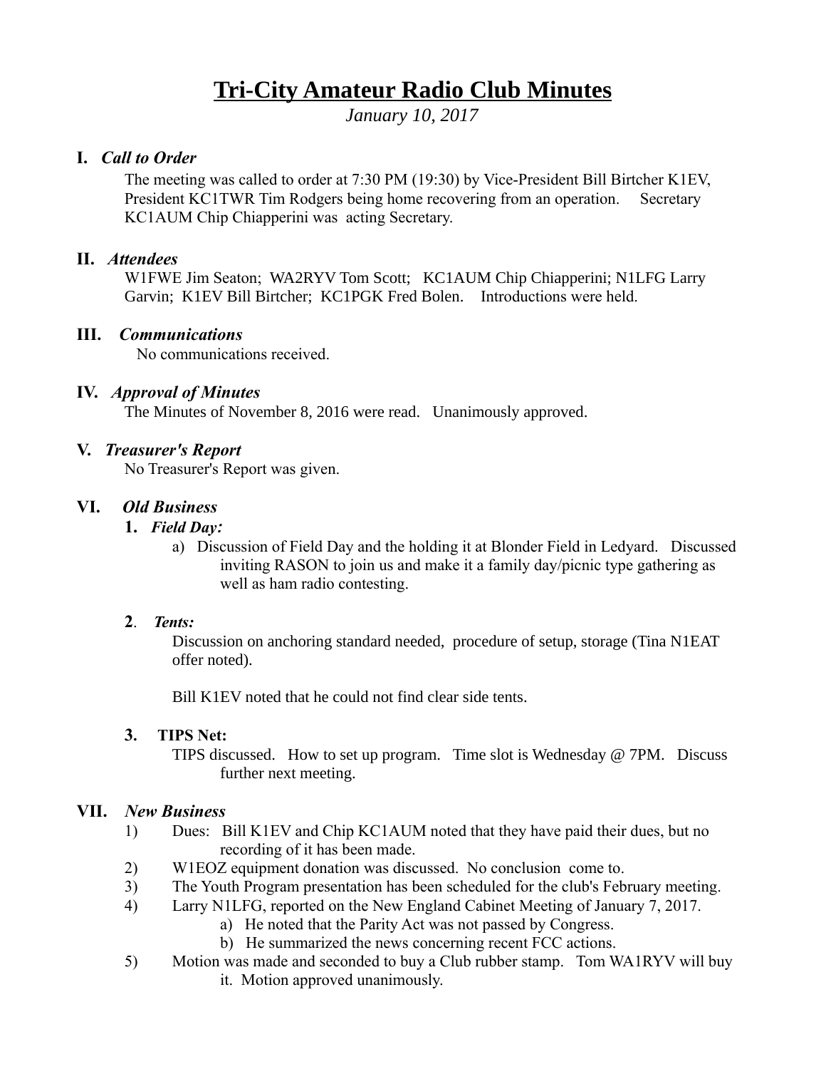# Tri-City Amateur Radio Club Minutes

*January 10, 2017*

## I. *Call to Order*

The meeting was called to order at 7:30 PM (19:30) by Vice-President Bill Birtcher K1EV, President KC1TWR Tim Rodgers being home recovering from an operation. Secretary KC1AUM Chip Chiapperini was acting Secretary.

## II. *Attendees*

W1FWE Jim Seaton; WA2RYV Tom Scott; KC1AUM Chip Chiapperini; N1LFG Larry Garvin; K1EV Bill Birtcher; KC1PGK Fred Bolen. Introductions were held.

## III. *Communications*

No communications received.

## IV. *Approval of Minutes*

The Minutes of November 8, 2016 were read. Unanimously approved.

## V. *Treasurer's Report*

No Treasurer's Report was given.

## VI. *Old Business*

**1.** ***Field Day:***

a) Discussion of Field Day and the holding it at Blonder Field in Ledyard. Discussed inviting RASON to join us and make it a family day/picnic type gathering as well as ham radio contesting.

**2**. ***Tents:***

Discussion on anchoring standard needed, procedure of setup, storage (Tina N1EAT offer noted).

Bill K1EV noted that he could not find clear side tents.

**3. TIPS Net:**

TIPS discussed. How to set up program. Time slot is Wednesday @ 7PM. Discuss further next meeting.

## VII. *New Business*

1) Dues: Bill K1EV and Chip KC1AUM noted that they have paid their dues, but no recording of it has been made.
2) W1EOZ equipment donation was discussed. No conclusion come to.
3) The Youth Program presentation has been scheduled for the club's February meeting.
4) Larry N1LFG, reported on the New England Cabinet Meeting of January 7, 2017.
   a) He noted that the Parity Act was not passed by Congress.
   b) He summarized the news concerning recent FCC actions.
5) Motion was made and seconded to buy a Club rubber stamp. Tom WA1RYV will buy it. Motion approved unanimously.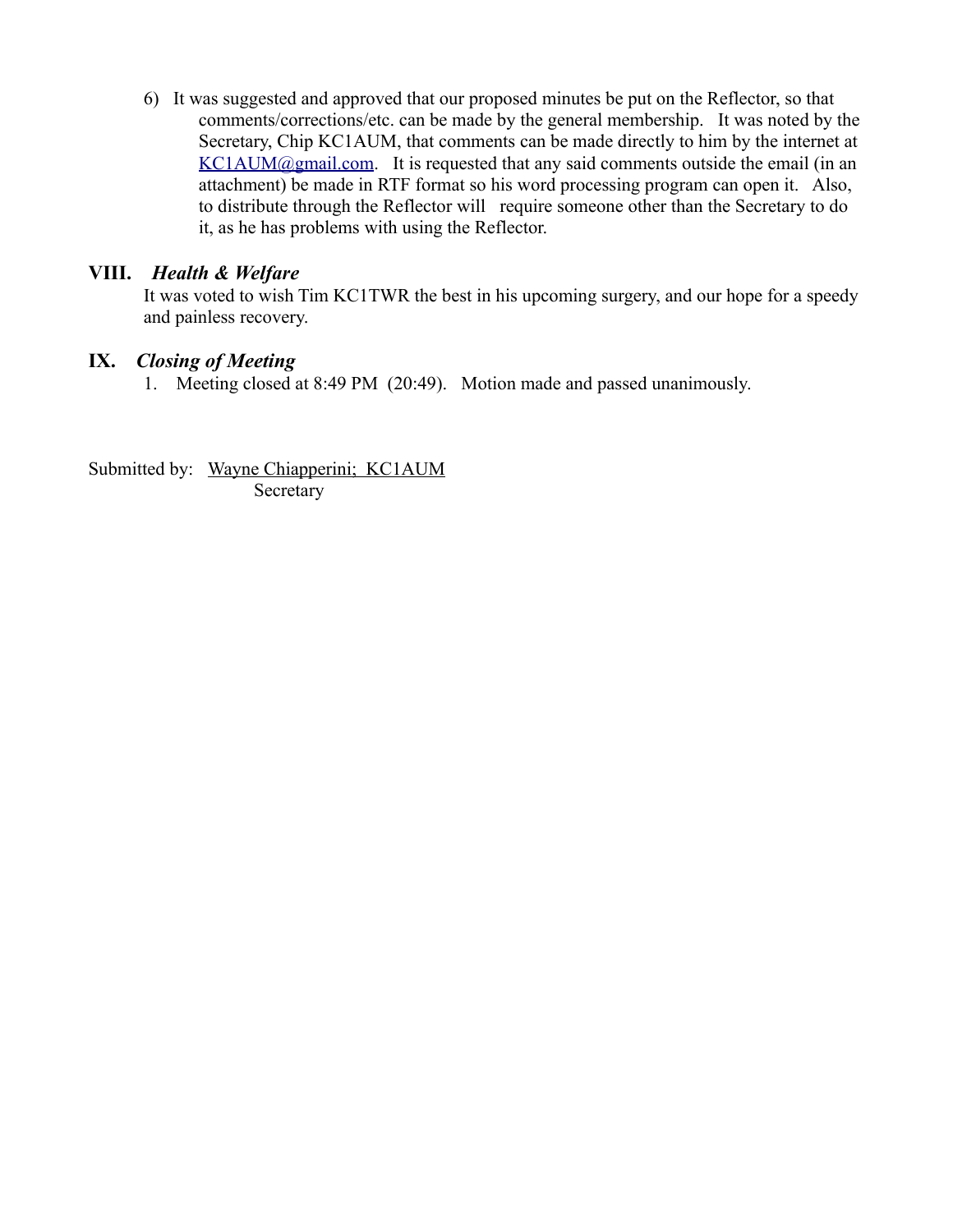6) It was suggested and approved that our proposed minutes be put on the Reflector, so that comments/corrections/etc. can be made by the general membership. It was noted by the Secretary, Chip KC1AUM, that comments can be made directly to him by the internet at KC1AUM@gmail.com. It is requested that any said comments outside the email (in an attachment) be made in RTF format so his word processing program can open it. Also, to distribute through the Reflector will require someone other than the Secretary to do it, as he has problems with using the Reflector.

## VIII. *Health & Welfare*

It was voted to wish Tim KC1TWR the best in his upcoming surgery, and our hope for a speedy and painless recovery.

## IX. *Closing of Meeting*

1. Meeting closed at 8:49 PM (20:49). Motion made and passed unanimously.

Submitted by: Wayne Chiapperini; KC1AUM
Secretary